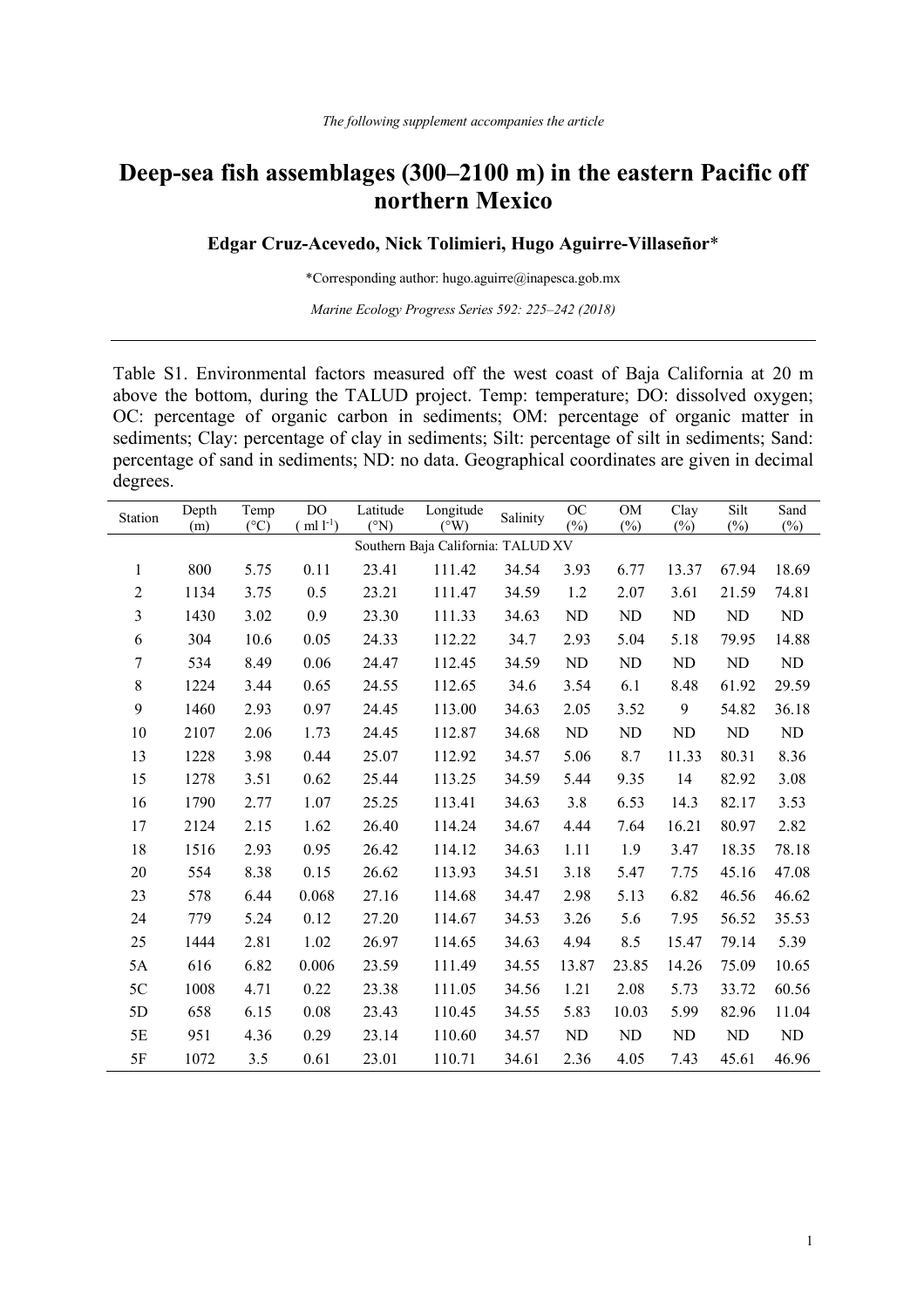*The following supplement accompanies the article*

# Deep-sea fish assemblages (300–2100 m) in the eastern Pacific off northern Mexico

**Edgar Cruz-Acevedo, Nick Tolimieri, Hugo Aguirre-Villaseñor***

*Corresponding author: hugo.aguirre@inapesca.gob.mx

*Marine Ecology Progress Series 592: 225–242 (2018)*

---

Table S1. Environmental factors measured off the west coast of Baja California at 20 m above the bottom, during the TALUD project. Temp: temperature; DO: dissolved oxygen; OC: percentage of organic carbon in sediments; OM: percentage of organic matter in sediments; Clay: percentage of clay in sediments; Silt: percentage of silt in sediments; Sand: percentage of sand in sediments; ND: no data. Geographical coordinates are given in decimal degrees.

| Station | Depth (m) | Temp (°C) | DO (ml $l^{-1}$) | Latitude (°N) | Longitude (°W) | Salinity | OC (%) | OM (%) | Clay (%) | Silt (%) | Sand (%) |
|---|---|---|---|---|---|---|---|---|---|---|---|
| Southern Baja California: TALUD XV | | | | | | | | | | | |
| 1 | 800 | 5.75 | 0.11 | 23.41 | 111.42 | 34.54 | 3.93 | 6.77 | 13.37 | 67.94 | 18.69 |
| 2 | 1134 | 3.75 | 0.5 | 23.21 | 111.47 | 34.59 | 1.2 | 2.07 | 3.61 | 21.59 | 74.81 |
| 3 | 1430 | 3.02 | 0.9 | 23.30 | 111.33 | 34.63 | ND | ND | ND | ND | ND |
| 6 | 304 | 10.6 | 0.05 | 24.33 | 112.22 | 34.7 | 2.93 | 5.04 | 5.18 | 79.95 | 14.88 |
| 7 | 534 | 8.49 | 0.06 | 24.47 | 112.45 | 34.59 | ND | ND | ND | ND | ND |
| 8 | 1224 | 3.44 | 0.65 | 24.55 | 112.65 | 34.6 | 3.54 | 6.1 | 8.48 | 61.92 | 29.59 |
| 9 | 1460 | 2.93 | 0.97 | 24.45 | 113.00 | 34.63 | 2.05 | 3.52 | 9 | 54.82 | 36.18 |
| 10 | 2107 | 2.06 | 1.73 | 24.45 | 112.87 | 34.68 | ND | ND | ND | ND | ND |
| 13 | 1228 | 3.98 | 0.44 | 25.07 | 112.92 | 34.57 | 5.06 | 8.7 | 11.33 | 80.31 | 8.36 |
| 15 | 1278 | 3.51 | 0.62 | 25.44 | 113.25 | 34.59 | 5.44 | 9.35 | 14 | 82.92 | 3.08 |
| 16 | 1790 | 2.77 | 1.07 | 25.25 | 113.41 | 34.63 | 3.8 | 6.53 | 14.3 | 82.17 | 3.53 |
| 17 | 2124 | 2.15 | 1.62 | 26.40 | 114.24 | 34.67 | 4.44 | 7.64 | 16.21 | 80.97 | 2.82 |
| 18 | 1516 | 2.93 | 0.95 | 26.42 | 114.12 | 34.63 | 1.11 | 1.9 | 3.47 | 18.35 | 78.18 |
| 20 | 554 | 8.38 | 0.15 | 26.62 | 113.93 | 34.51 | 3.18 | 5.47 | 7.75 | 45.16 | 47.08 |
| 23 | 578 | 6.44 | 0.068 | 27.16 | 114.68 | 34.47 | 2.98 | 5.13 | 6.82 | 46.56 | 46.62 |
| 24 | 779 | 5.24 | 0.12 | 27.20 | 114.67 | 34.53 | 3.26 | 5.6 | 7.95 | 56.52 | 35.53 |
| 25 | 1444 | 2.81 | 1.02 | 26.97 | 114.65 | 34.63 | 4.94 | 8.5 | 15.47 | 79.14 | 5.39 |
| 5A | 616 | 6.82 | 0.006 | 23.59 | 111.49 | 34.55 | 13.87 | 23.85 | 14.26 | 75.09 | 10.65 |
| 5C | 1008 | 4.71 | 0.22 | 23.38 | 111.05 | 34.56 | 1.21 | 2.08 | 5.73 | 33.72 | 60.56 |
| 5D | 658 | 6.15 | 0.08 | 23.43 | 110.45 | 34.55 | 5.83 | 10.03 | 5.99 | 82.96 | 11.04 |
| 5E | 951 | 4.36 | 0.29 | 23.14 | 110.60 | 34.57 | ND | ND | ND | ND | ND |
| 5F | 1072 | 3.5 | 0.61 | 23.01 | 110.71 | 34.61 | 2.36 | 4.05 | 7.43 | 45.61 | 46.96 |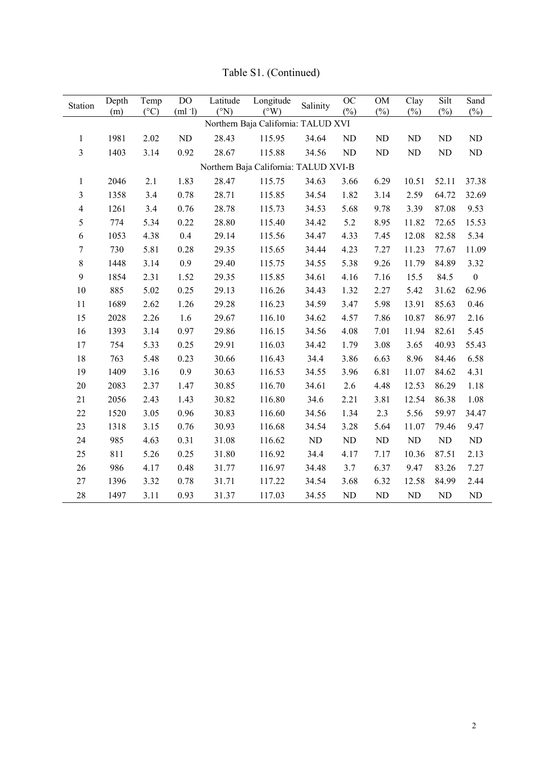Table S1. (Continued)

| Station | Depth (m) | Temp (°C) | DO (ml $^{-}$l) | Latitude (°N) | Longitude (°W) | Salinity | OC (%) | OM (%) | Clay (%) | Silt (%) | Sand (%) |
|---|---|---|---|---|---|---|---|---|---|---|---|
| Northern Baja California: TALUD XVI | | | | | | | | | | | |
| 1 | 1981 | 2.02 | ND | 28.43 | 115.95 | 34.64 | ND | ND | ND | ND | ND |
| 3 | 1403 | 3.14 | 0.92 | 28.67 | 115.88 | 34.56 | ND | ND | ND | ND | ND |
| Northern Baja California: TALUD XVI-B | | | | | | | | | | | |
| 1 | 2046 | 2.1 | 1.83 | 28.47 | 115.75 | 34.63 | 3.66 | 6.29 | 10.51 | 52.11 | 37.38 |
| 3 | 1358 | 3.4 | 0.78 | 28.71 | 115.85 | 34.54 | 1.82 | 3.14 | 2.59 | 64.72 | 32.69 |
| 4 | 1261 | 3.4 | 0.76 | 28.78 | 115.73 | 34.53 | 5.68 | 9.78 | 3.39 | 87.08 | 9.53 |
| 5 | 774 | 5.34 | 0.22 | 28.80 | 115.40 | 34.42 | 5.2 | 8.95 | 11.82 | 72.65 | 15.53 |
| 6 | 1053 | 4.38 | 0.4 | 29.14 | 115.56 | 34.47 | 4.33 | 7.45 | 12.08 | 82.58 | 5.34 |
| 7 | 730 | 5.81 | 0.28 | 29.35 | 115.65 | 34.44 | 4.23 | 7.27 | 11.23 | 77.67 | 11.09 |
| 8 | 1448 | 3.14 | 0.9 | 29.40 | 115.75 | 34.55 | 5.38 | 9.26 | 11.79 | 84.89 | 3.32 |
| 9 | 1854 | 2.31 | 1.52 | 29.35 | 115.85 | 34.61 | 4.16 | 7.16 | 15.5 | 84.5 | 0 |
| 10 | 885 | 5.02 | 0.25 | 29.13 | 116.26 | 34.43 | 1.32 | 2.27 | 5.42 | 31.62 | 62.96 |
| 11 | 1689 | 2.62 | 1.26 | 29.28 | 116.23 | 34.59 | 3.47 | 5.98 | 13.91 | 85.63 | 0.46 |
| 15 | 2028 | 2.26 | 1.6 | 29.67 | 116.10 | 34.62 | 4.57 | 7.86 | 10.87 | 86.97 | 2.16 |
| 16 | 1393 | 3.14 | 0.97 | 29.86 | 116.15 | 34.56 | 4.08 | 7.01 | 11.94 | 82.61 | 5.45 |
| 17 | 754 | 5.33 | 0.25 | 29.91 | 116.03 | 34.42 | 1.79 | 3.08 | 3.65 | 40.93 | 55.43 |
| 18 | 763 | 5.48 | 0.23 | 30.66 | 116.43 | 34.4 | 3.86 | 6.63 | 8.96 | 84.46 | 6.58 |
| 19 | 1409 | 3.16 | 0.9 | 30.63 | 116.53 | 34.55 | 3.96 | 6.81 | 11.07 | 84.62 | 4.31 |
| 20 | 2083 | 2.37 | 1.47 | 30.85 | 116.70 | 34.61 | 2.6 | 4.48 | 12.53 | 86.29 | 1.18 |
| 21 | 2056 | 2.43 | 1.43 | 30.82 | 116.80 | 34.6 | 2.21 | 3.81 | 12.54 | 86.38 | 1.08 |
| 22 | 1520 | 3.05 | 0.96 | 30.83 | 116.60 | 34.56 | 1.34 | 2.3 | 5.56 | 59.97 | 34.47 |
| 23 | 1318 | 3.15 | 0.76 | 30.93 | 116.68 | 34.54 | 3.28 | 5.64 | 11.07 | 79.46 | 9.47 |
| 24 | 985 | 4.63 | 0.31 | 31.08 | 116.62 | ND | ND | ND | ND | ND | ND |
| 25 | 811 | 5.26 | 0.25 | 31.80 | 116.92 | 34.4 | 4.17 | 7.17 | 10.36 | 87.51 | 2.13 |
| 26 | 986 | 4.17 | 0.48 | 31.77 | 116.97 | 34.48 | 3.7 | 6.37 | 9.47 | 83.26 | 7.27 |
| 27 | 1396 | 3.32 | 0.78 | 31.71 | 117.22 | 34.54 | 3.68 | 6.32 | 12.58 | 84.99 | 2.44 |
| 28 | 1497 | 3.11 | 0.93 | 31.37 | 117.03 | 34.55 | ND | ND | ND | ND | ND |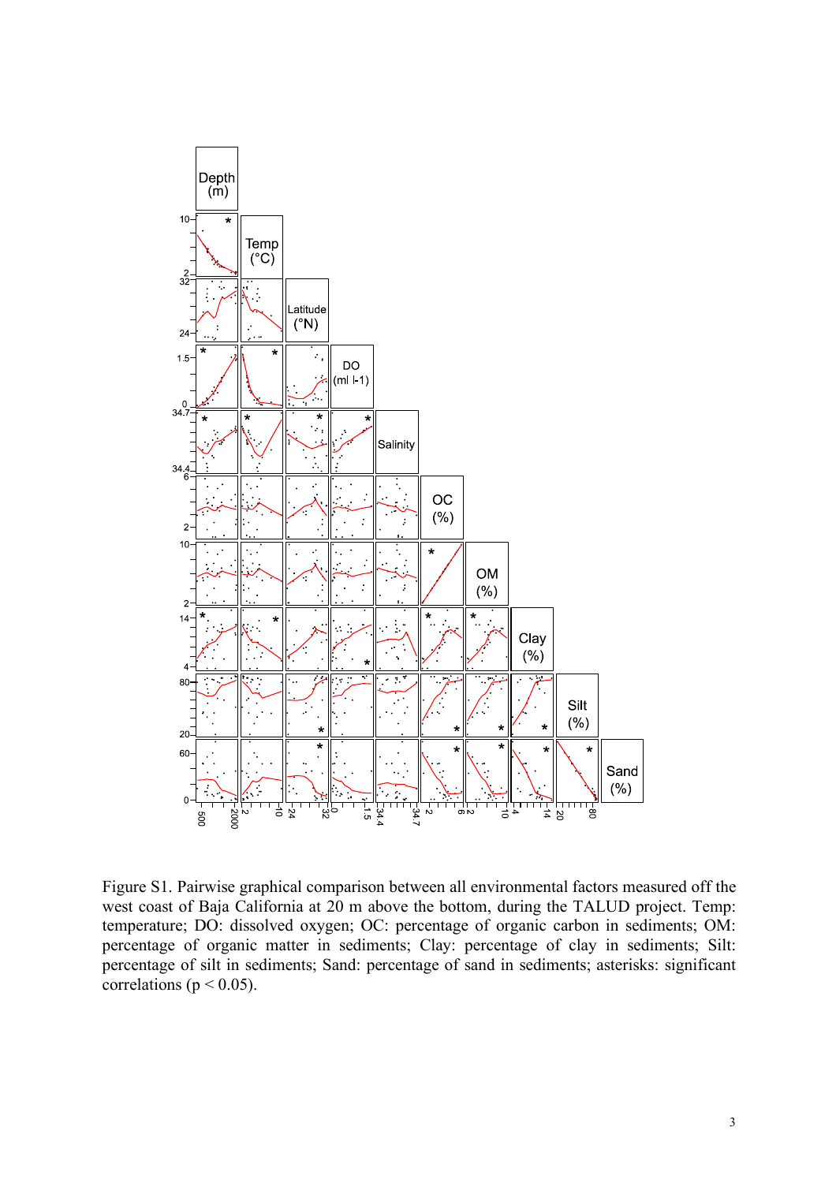Figure S1. Pairwise graphical comparison between all environmental factors measured off the west coast of Baja California at 20 m above the bottom, during the TALUD project. Temp: temperature; DO: dissolved oxygen; OC: percentage of organic carbon in sediments; OM: percentage of organic matter in sediments; Clay: percentage of clay in sediments; Silt: percentage of silt in sediments; Sand: percentage of sand in sediments; asterisks: significant correlations ($p < 0.05$).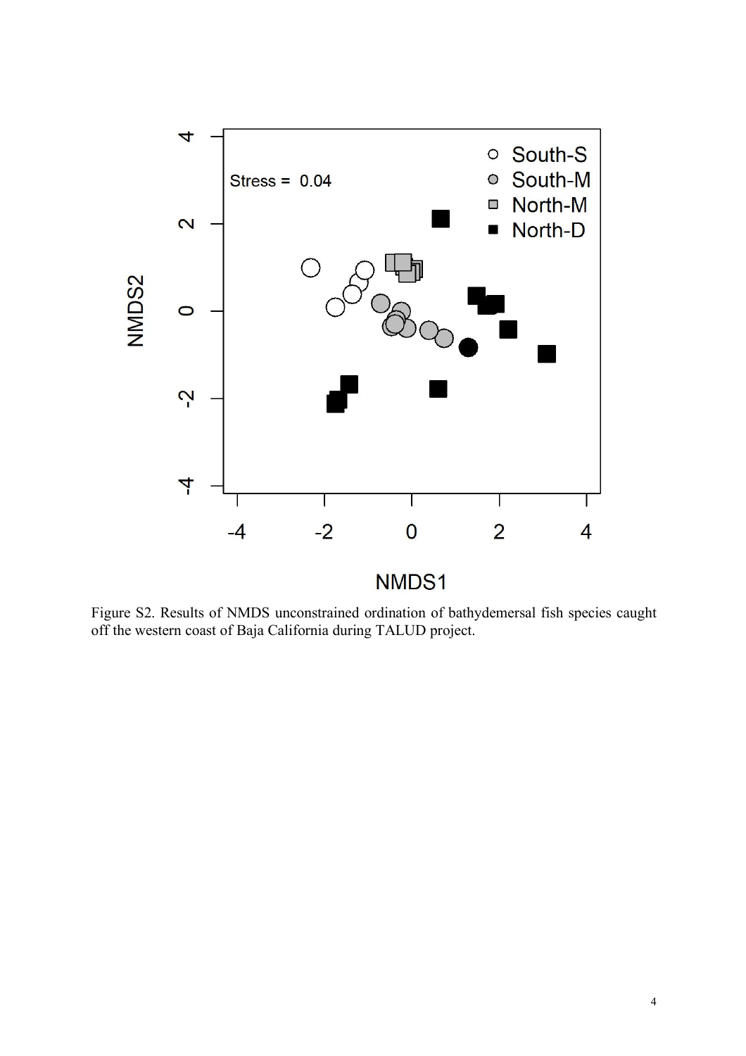Stress = 0.04

South-S

South-M

North-M

North-D

NMDS2

4

2

0

-2

-4

NMDS1

-4

-2

0

2

4

Figure S2. Results of NMDS unconstrained ordination of bathydemersal fish species caught off the western coast of Baja California during TALUD project.